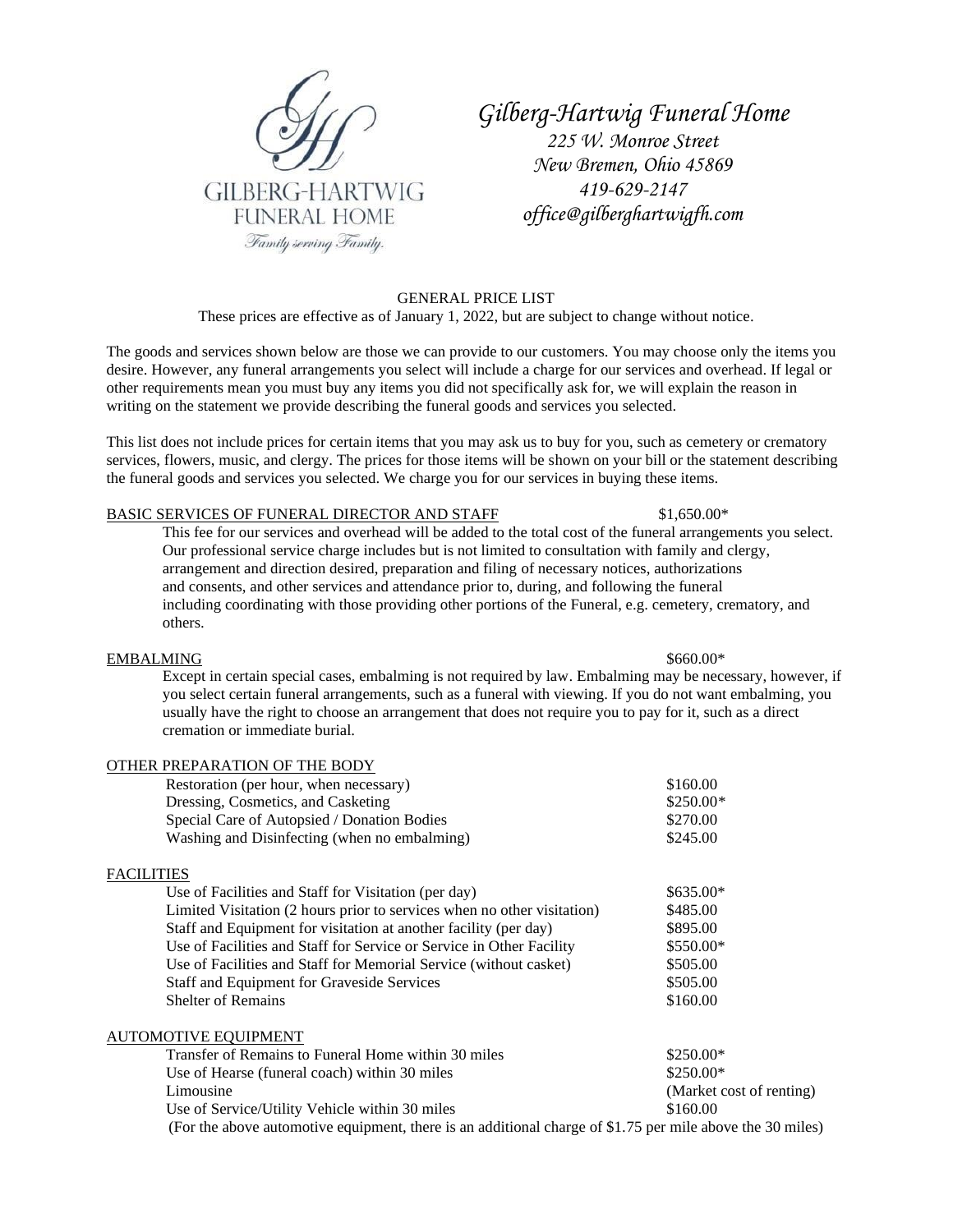GILBERG-HARTWIG
FUNERAL HOME
*Family serving Family.*

# *Gilberg-Hartwig Funeral Home*

*225 W. Monroe Street*
*New Bremen, Ohio 45869*
*419-629-2147*
*office@gilberghartwigfh.com*

## GENERAL PRICE LIST

These prices are effective as of January 1, 2022, but are subject to change without notice.

The goods and services shown below are those we can provide to our customers. You may choose only the items you desire. However, any funeral arrangements you select will include a charge for our services and overhead. If legal or other requirements mean you must buy any items you did not specifically ask for, we will explain the reason in writing on the statement we provide describing the funeral goods and services you selected.

This list does not include prices for certain items that you may ask us to buy for you, such as cemetery or crematory services, flowers, music, and clergy. The prices for those items will be shown on your bill or the statement describing the funeral goods and services you selected. We charge you for our services in buying these items.

### BASIC SERVICES OF FUNERAL DIRECTOR AND STAFF — $1,650.00*

This fee for our services and overhead will be added to the total cost of the funeral arrangements you select. Our professional service charge includes but is not limited to consultation with family and clergy, arrangement and direction desired, preparation and filing of necessary notices, authorizations and consents, and other services and attendance prior to, during, and following the funeral including coordinating with those providing other portions of the Funeral, e.g. cemetery, crematory, and others.

### EMBALMING — $660.00*

Except in certain special cases, embalming is not required by law. Embalming may be necessary, however, if you select certain funeral arrangements, such as a funeral with viewing. If you do not want embalming, you usually have the right to choose an arrangement that does not require you to pay for it, such as a direct cremation or immediate burial.

### OTHER PREPARATION OF THE BODY

| Item | Price |
|---|---|
| Restoration (per hour, when necessary) | $160.00 |
| Dressing, Cosmetics, and Casketing | $250.00* |
| Special Care of Autopsied / Donation Bodies | $270.00 |
| Washing and Disinfecting (when no embalming) | $245.00 |

### FACILITIES

| Item | Price |
|---|---|
| Use of Facilities and Staff for Visitation (per day) | $635.00* |
| Limited Visitation (2 hours prior to services when no other visitation) | $485.00 |
| Staff and Equipment for visitation at another facility (per day) | $895.00 |
| Use of Facilities and Staff for Service or Service in Other Facility | $550.00* |
| Use of Facilities and Staff for Memorial Service (without casket) | $505.00 |
| Staff and Equipment for Graveside Services | $505.00 |
| Shelter of Remains | $160.00 |

### AUTOMOTIVE EQUIPMENT

| Item | Price |
|---|---|
| Transfer of Remains to Funeral Home within 30 miles | $250.00* |
| Use of Hearse (funeral coach) within 30 miles | $250.00* |
| Limousine | (Market cost of renting) |
| Use of Service/Utility Vehicle within 30 miles | $160.00 |

(For the above automotive equipment, there is an additional charge of $1.75 per mile above the 30 miles)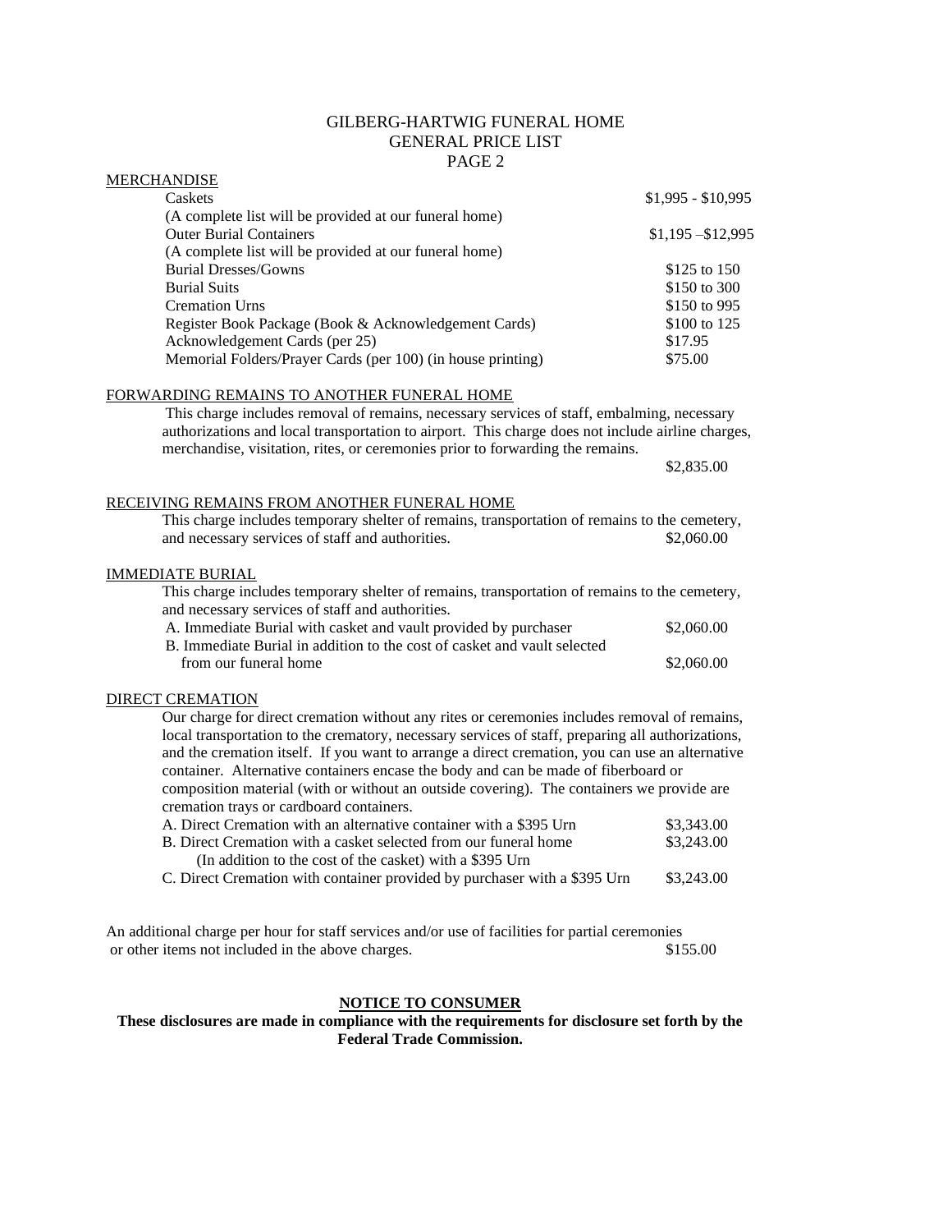# GILBERG-HARTWIG FUNERAL HOME
## GENERAL PRICE LIST
PAGE 2

**MERCHANDISE**

| | |
|---|---|
| Caskets | $1,995 - $10,995 |
| (A complete list will be provided at our funeral home) | |
| Outer Burial Containers | $1,195 –$12,995 |
| (A complete list will be provided at our funeral home) | |
| Burial Dresses/Gowns | $125 to 150 |
| Burial Suits | $150 to 300 |
| Cremation Urns | $150 to 995 |
| Register Book Package (Book & Acknowledgement Cards) | $100 to 125 |
| Acknowledgement Cards (per 25) | $17.95 |
| Memorial Folders/Prayer Cards (per 100) (in house printing) | $75.00 |

**FORWARDING REMAINS TO ANOTHER FUNERAL HOME**

This charge includes removal of remains, necessary services of staff, embalming, necessary authorizations and local transportation to airport. This charge does not include airline charges, merchandise, visitation, rites, or ceremonies prior to forwarding the remains.

$2,835.00

**RECEIVING REMAINS FROM ANOTHER FUNERAL HOME**

This charge includes temporary shelter of remains, transportation of remains to the cemetery, and necessary services of staff and authorities. $2,060.00

**IMMEDIATE BURIAL**

This charge includes temporary shelter of remains, transportation of remains to the cemetery, and necessary services of staff and authorities.

| | |
|---|---|
| A. Immediate Burial with casket and vault provided by purchaser | $2,060.00 |
| B. Immediate Burial in addition to the cost of casket and vault selected from our funeral home | $2,060.00 |

**DIRECT CREMATION**

Our charge for direct cremation without any rites or ceremonies includes removal of remains, local transportation to the crematory, necessary services of staff, preparing all authorizations, and the cremation itself. If you want to arrange a direct cremation, you can use an alternative container. Alternative containers encase the body and can be made of fiberboard or composition material (with or without an outside covering). The containers we provide are cremation trays or cardboard containers.

| | |
|---|---|
| A. Direct Cremation with an alternative container with a $395 Urn | $3,343.00 |
| B. Direct Cremation with a casket selected from our funeral home (In addition to the cost of the casket) with a $395 Urn | $3,243.00 |
| C. Direct Cremation with container provided by purchaser with a $395 Urn | $3,243.00 |

An additional charge per hour for staff services and/or use of facilities for partial ceremonies or other items not included in the above charges. $155.00

**NOTICE TO CONSUMER**

**These disclosures are made in compliance with the requirements for disclosure set forth by the Federal Trade Commission.**